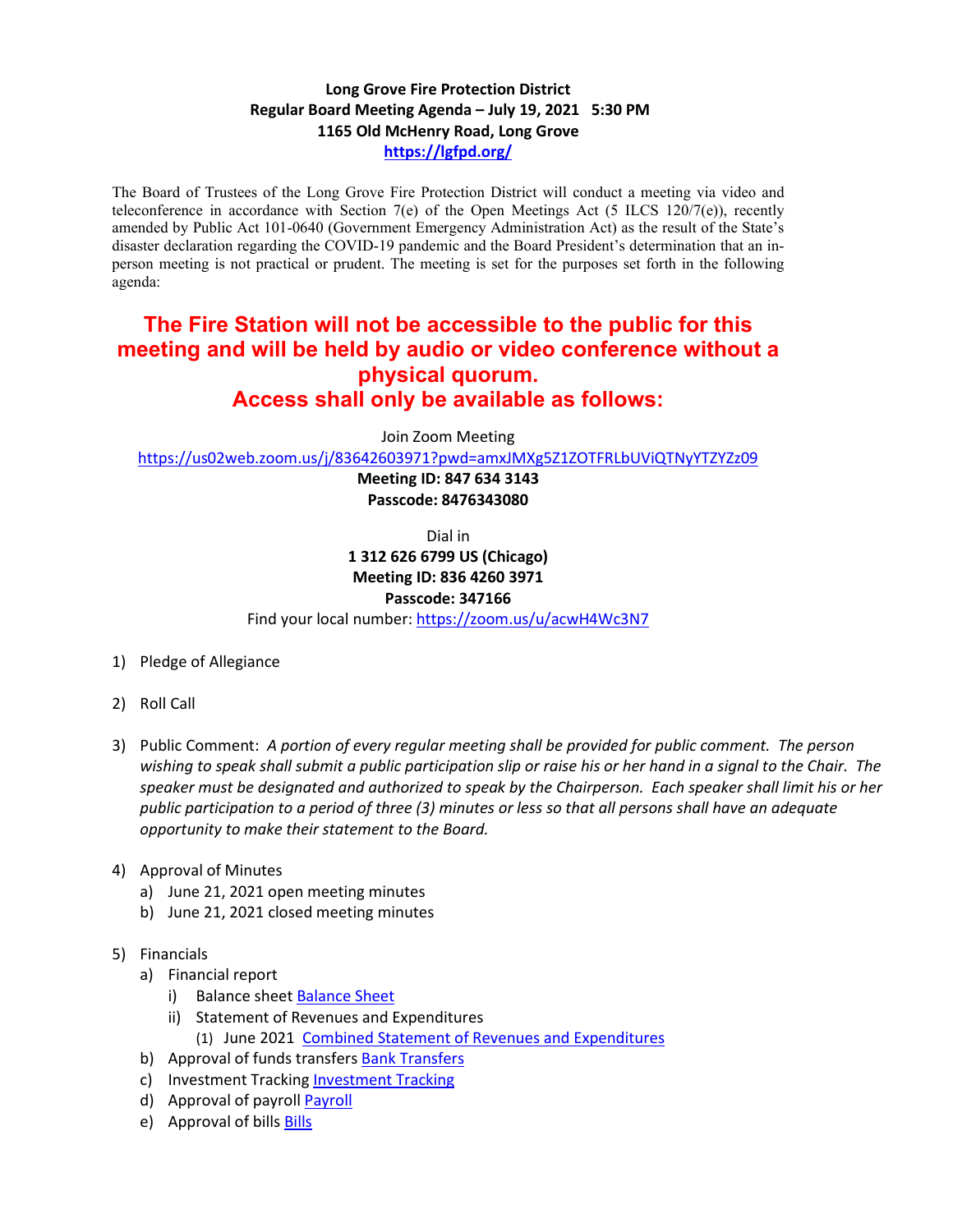**Long Grove Fire Protection District**
**Regular Board Meeting Agenda – July 19, 2021 5:30 PM**
**1165 Old McHenry Road, Long Grove**
**https://lgfpd.org/**

The Board of Trustees of the Long Grove Fire Protection District will conduct a meeting via video and teleconference in accordance with Section 7(e) of the Open Meetings Act (5 ILCS 120/7(e)), recently amended by Public Act 101-0640 (Government Emergency Administration Act) as the result of the State's disaster declaration regarding the COVID-19 pandemic and the Board President's determination that an in-person meeting is not practical or prudent. The meeting is set for the purposes set forth in the following agenda:

**The Fire Station will not be accessible to the public for this meeting and will be held by audio or video conference without a physical quorum.**
**Access shall only be available as follows:**

Join Zoom Meeting
https://us02web.zoom.us/j/83642603971?pwd=amxJMXg5Z1ZOTFRLbUViQTNyYTZYZz09
**Meeting ID: 847 634 3143**
**Passcode: 8476343080**

Dial in
**1 312 626 6799 US (Chicago)**
**Meeting ID: 836 4260 3971**
**Passcode: 347166**
Find your local number: https://zoom.us/u/acwH4Wc3N7

1) Pledge of Allegiance

2) Roll Call

3) Public Comment: *A portion of every regular meeting shall be provided for public comment. The person wishing to speak shall submit a public participation slip or raise his or her hand in a signal to the Chair. The speaker must be designated and authorized to speak by the Chairperson. Each speaker shall limit his or her public participation to a period of three (3) minutes or less so that all persons shall have an adequate opportunity to make their statement to the Board.*

4) Approval of Minutes
   a) June 21, 2021 open meeting minutes
   b) June 21, 2021 closed meeting minutes

5) Financials
   a) Financial report
      i) Balance sheet Balance Sheet
      ii) Statement of Revenues and Expenditures
         (1) June 2021 Combined Statement of Revenues and Expenditures
   b) Approval of funds transfers Bank Transfers
   c) Investment Tracking Investment Tracking
   d) Approval of payroll Payroll
   e) Approval of bills Bills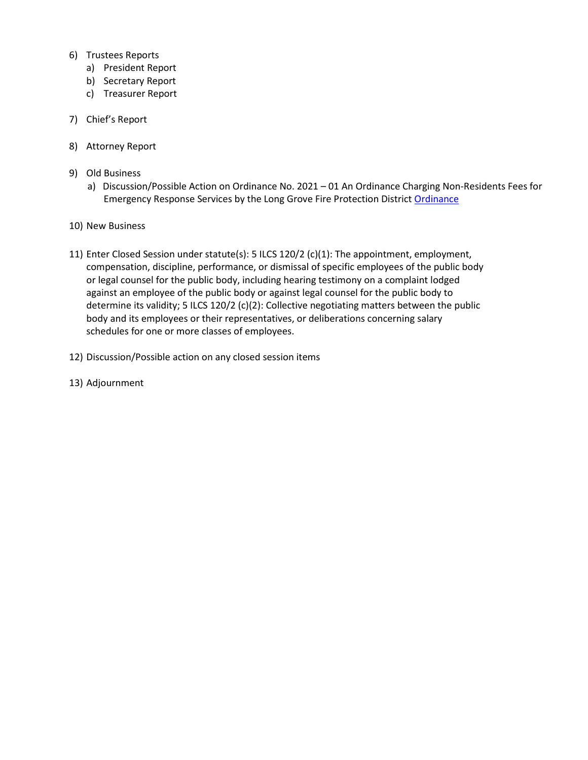6) Trustees Reports
   a) President Report
   b) Secretary Report
   c) Treasurer Report

7) Chief's Report

8) Attorney Report

9) Old Business
   a) Discussion/Possible Action on Ordinance No. 2021 – 01 An Ordinance Charging Non-Residents Fees for Emergency Response Services by the Long Grove Fire Protection District Ordinance

10) New Business

11) Enter Closed Session under statute(s): 5 ILCS 120/2 (c)(1): The appointment, employment, compensation, discipline, performance, or dismissal of specific employees of the public body or legal counsel for the public body, including hearing testimony on a complaint lodged against an employee of the public body or against legal counsel for the public body to determine its validity; 5 ILCS 120/2 (c)(2): Collective negotiating matters between the public body and its employees or their representatives, or deliberations concerning salary schedules for one or more classes of employees.

12) Discussion/Possible action on any closed session items

13) Adjournment